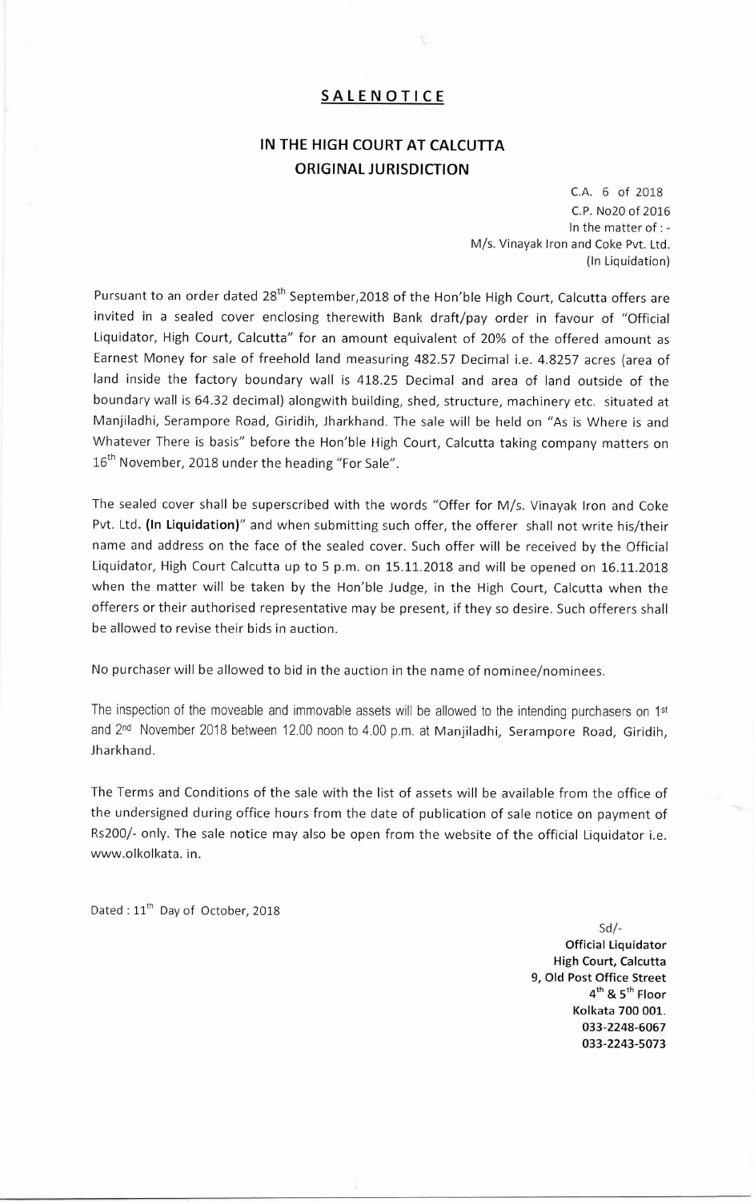## SALENOTICE

## IN THE HIGH COURT AT CALCUTTA
## ORIGINAL JURISDICTION

C.A. 6 of 2018
C.P. No20 of 2016
In the matter of : -
M/s. Vinayak Iron and Coke Pvt. Ltd.
(In Liquidation)

Pursuant to an order dated 28th September,2018 of the Hon'ble High Court, Calcutta offers are invited in a sealed cover enclosing therewith Bank draft/pay order in favour of "Official Liquidator, High Court, Calcutta" for an amount equivalent of 20% of the offered amount as Earnest Money for sale of freehold land measuring 482.57 Decimal i.e. 4.8257 acres (area of land inside the factory boundary wall is 418.25 Decimal and area of land outside of the boundary wall is 64.32 decimal) alongwith building, shed, structure, machinery etc. situated at Manjiladhi, Serampore Road, Giridih, Jharkhand. The sale will be held on "As is Where is and Whatever There is basis" before the Hon'ble High Court, Calcutta taking company matters on 16th November, 2018 under the heading "For Sale".

The sealed cover shall be superscribed with the words "Offer for M/s. Vinayak Iron and Coke Pvt. Ltd. **(In Liquidation)**" and when submitting such offer, the offerer shall not write his/their name and address on the face of the sealed cover. Such offer will be received by the Official Liquidator, High Court Calcutta up to 5 p.m. on 15.11.2018 and will be opened on 16.11.2018 when the matter will be taken by the Hon'ble Judge, in the High Court, Calcutta when the offerers or their authorised representative may be present, if they so desire. Such offerers shall be allowed to revise their bids in auction.

No purchaser will be allowed to bid in the auction in the name of nominee/nominees.

The inspection of the moveable and immovable assets will be allowed to the intending purchasers on 1st and 2nd November 2018 between 12.00 noon to 4.00 p.m. at Manjiladhi, Serampore Road, Giridih, Jharkhand.

The Terms and Conditions of the sale with the list of assets will be available from the office of the undersigned during office hours from the date of publication of sale notice on payment of Rs200/- only. The sale notice may also be open from the website of the official Liquidator i.e. www.olkolkata. in.

Dated : 11th Day of October, 2018

Sd/-
**Official Liquidator**
**High Court, Calcutta**
**9, Old Post Office Street**
**4th & 5th Floor**
**Kolkata 700 001.**
**033-2248-6067**
**033-2243-5073**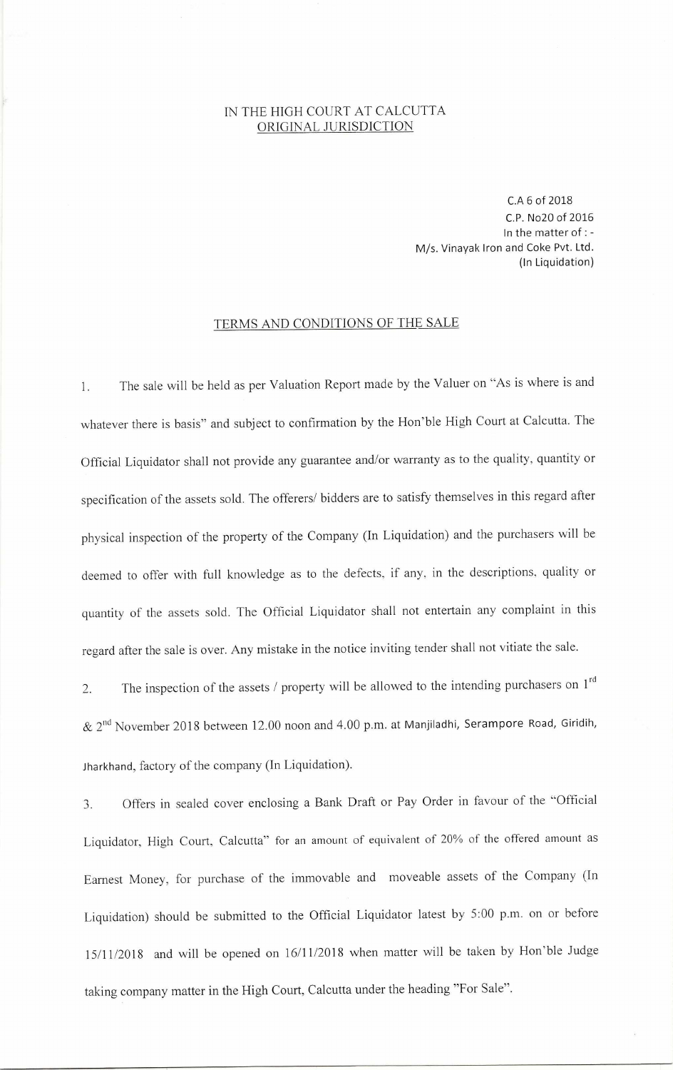IN THE HIGH COURT AT CALCUTTA
ORIGINAL JURISDICTION

C.A 6 of 2018
C.P. No20 of 2016
In the matter of : -
M/s. Vinayak Iron and Coke Pvt. Ltd.
(In Liquidation)

## TERMS AND CONDITIONS OF THE SALE

1. The sale will be held as per Valuation Report made by the Valuer on "As is where is and whatever there is basis" and subject to confirmation by the Hon'ble High Court at Calcutta. The Official Liquidator shall not provide any guarantee and/or warranty as to the quality, quantity or specification of the assets sold. The offerers/ bidders are to satisfy themselves in this regard after physical inspection of the property of the Company (In Liquidation) and the purchasers will be deemed to offer with full knowledge as to the defects, if any, in the descriptions, quality or quantity of the assets sold. The Official Liquidator shall not entertain any complaint in this regard after the sale is over. Any mistake in the notice inviting tender shall not vitiate the sale.

2. The inspection of the assets / property will be allowed to the intending purchasers on 1st & 2nd November 2018 between 12.00 noon and 4.00 p.m. at Manjiladhi, Serampore Road, Giridih, Jharkhand, factory of the company (In Liquidation).

3. Offers in sealed cover enclosing a Bank Draft or Pay Order in favour of the "Official Liquidator, High Court, Calcutta" for an amount of equivalent of 20% of the offered amount as Earnest Money, for purchase of the immovable and moveable assets of the Company (In Liquidation) should be submitted to the Official Liquidator latest by 5:00 p.m. on or before 15/11/2018 and will be opened on 16/11/2018 when matter will be taken by Hon'ble Judge taking company matter in the High Court, Calcutta under the heading "For Sale".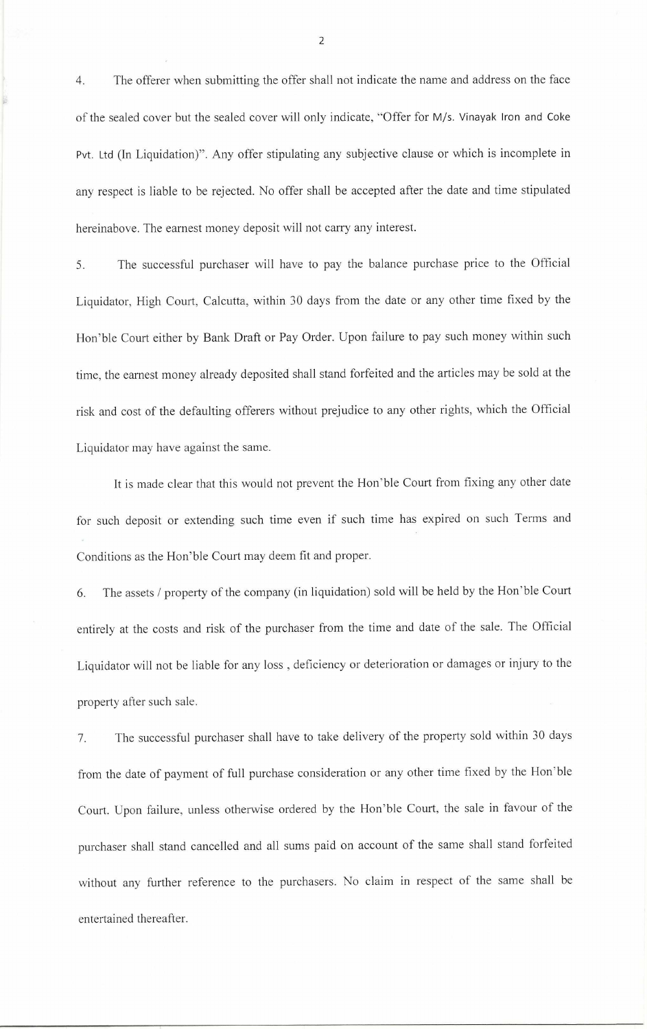4. The offerer when submitting the offer shall not indicate the name and address on the face of the sealed cover but the sealed cover will only indicate, "Offer for M/s. Vinayak Iron and Coke Pvt. Ltd (In Liquidation)". Any offer stipulating any subjective clause or which is incomplete in any respect is liable to be rejected. No offer shall be accepted after the date and time stipulated hereinabove. The earnest money deposit will not carry any interest.

5. The successful purchaser will have to pay the balance purchase price to the Official Liquidator, High Court, Calcutta, within 30 days from the date or any other time fixed by the Hon'ble Court either by Bank Draft or Pay Order. Upon failure to pay such money within such time, the earnest money already deposited shall stand forfeited and the articles may be sold at the risk and cost of the defaulting offerers without prejudice to any other rights, which the Official Liquidator may have against the same.

It is made clear that this would not prevent the Hon'ble Court from fixing any other date for such deposit or extending such time even if such time has expired on such Terms and Conditions as the Hon'ble Court may deem fit and proper.

6. The assets / property of the company (in liquidation) sold will be held by the Hon'ble Court entirely at the costs and risk of the purchaser from the time and date of the sale. The Official Liquidator will not be liable for any loss , deficiency or deterioration or damages or injury to the property after such sale.

7. The successful purchaser shall have to take delivery of the property sold within 30 days from the date of payment of full purchase consideration or any other time fixed by the Hon'ble Court. Upon failure, unless otherwise ordered by the Hon'ble Court, the sale in favour of the purchaser shall stand cancelled and all sums paid on account of the same shall stand forfeited without any further reference to the purchasers. No claim in respect of the same shall be entertained thereafter.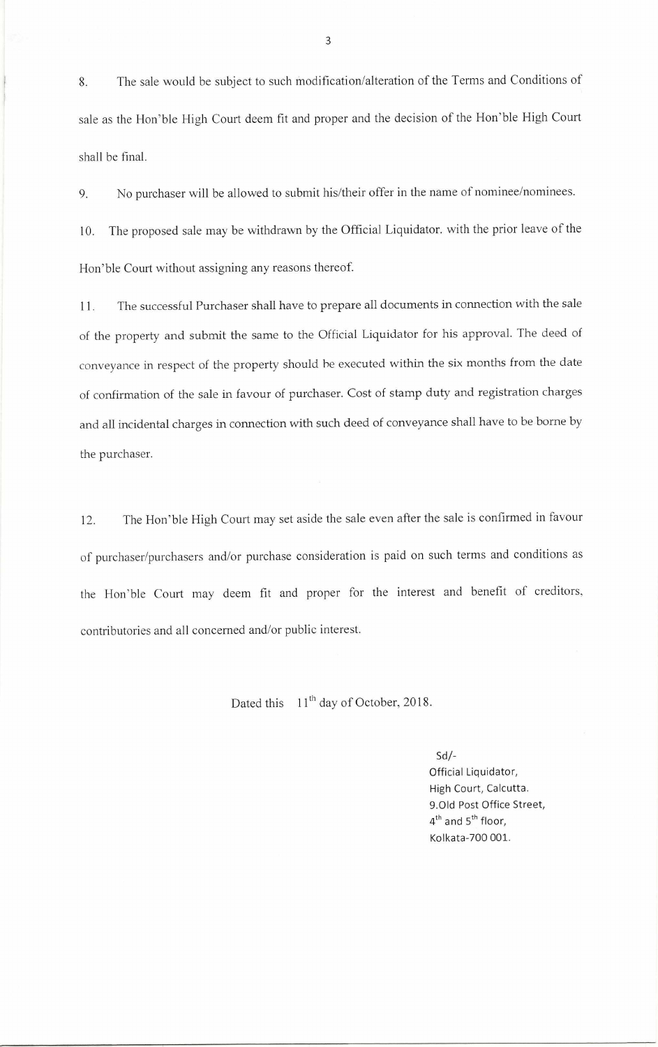8. The sale would be subject to such modification/alteration of the Terms and Conditions of sale as the Hon'ble High Court deem fit and proper and the decision of the Hon'ble High Court shall be final.

9. No purchaser will be allowed to submit his/their offer in the name of nominee/nominees.

10. The proposed sale may be withdrawn by the Official Liquidator. with the prior leave of the Hon'ble Court without assigning any reasons thereof.

11. The successful Purchaser shall have to prepare all documents in connection with the sale of the property and submit the same to the Official Liquidator for his approval. The deed of conveyance in respect of the property should be executed within the six months from the date of confirmation of the sale in favour of purchaser. Cost of stamp duty and registration charges and all incidental charges in connection with such deed of conveyance shall have to be borne by the purchaser.

12. The Hon'ble High Court may set aside the sale even after the sale is confirmed in favour of purchaser/purchasers and/or purchase consideration is paid on such terms and conditions as the Hon'ble Court may deem fit and proper for the interest and benefit of creditors, contributories and all concerned and/or public interest.

Dated this 11th day of October, 2018.

Sd/-
Official Liquidator,
High Court, Calcutta.
9.Old Post Office Street,
4th and 5th floor,
Kolkata-700 001.